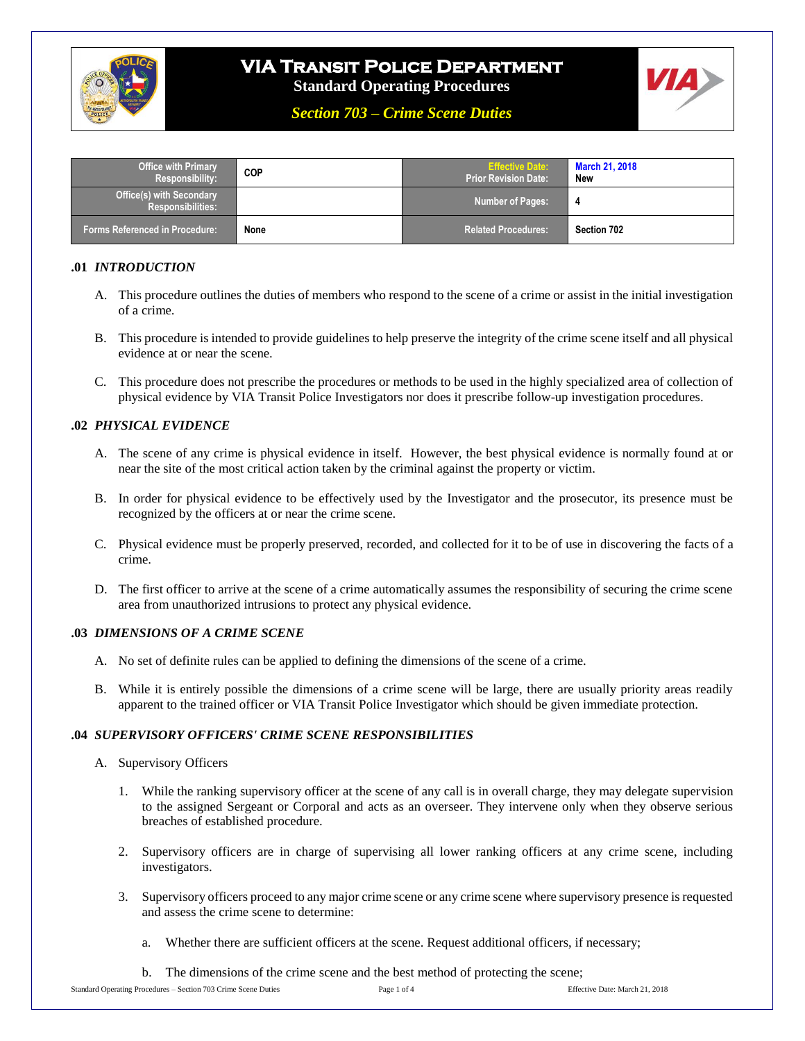# VIA Transit Police Department

**Standard Operating Procedures**

***Section 703 – Crime Scene Duties***

| Office with Primary Responsibility: | COP | Effective Date: Prior Revision Date: | March 21, 2018 New |
|---|---|---|---|
| Office(s) with Secondary Responsibilities: | | Number of Pages: | 4 |
| Forms Referenced in Procedure: | None | Related Procedures: | Section 702 |

## .01 *INTRODUCTION*

A. This procedure outlines the duties of members who respond to the scene of a crime or assist in the initial investigation of a crime.

B. This procedure is intended to provide guidelines to help preserve the integrity of the crime scene itself and all physical evidence at or near the scene.

C. This procedure does not prescribe the procedures or methods to be used in the highly specialized area of collection of physical evidence by VIA Transit Police Investigators nor does it prescribe follow-up investigation procedures.

## .02 *PHYSICAL EVIDENCE*

A. The scene of any crime is physical evidence in itself. However, the best physical evidence is normally found at or near the site of the most critical action taken by the criminal against the property or victim.

B. In order for physical evidence to be effectively used by the Investigator and the prosecutor, its presence must be recognized by the officers at or near the crime scene.

C. Physical evidence must be properly preserved, recorded, and collected for it to be of use in discovering the facts of a crime.

D. The first officer to arrive at the scene of a crime automatically assumes the responsibility of securing the crime scene area from unauthorized intrusions to protect any physical evidence.

## .03 *DIMENSIONS OF A CRIME SCENE*

A. No set of definite rules can be applied to defining the dimensions of the scene of a crime.

B. While it is entirely possible the dimensions of a crime scene will be large, there are usually priority areas readily apparent to the trained officer or VIA Transit Police Investigator which should be given immediate protection.

## .04 *SUPERVISORY OFFICERS' CRIME SCENE RESPONSIBILITIES*

A. Supervisory Officers

1. While the ranking supervisory officer at the scene of any call is in overall charge, they may delegate supervision to the assigned Sergeant or Corporal and acts as an overseer. They intervene only when they observe serious breaches of established procedure.

2. Supervisory officers are in charge of supervising all lower ranking officers at any crime scene, including investigators.

3. Supervisory officers proceed to any major crime scene or any crime scene where supervisory presence is requested and assess the crime scene to determine:

   a. Whether there are sufficient officers at the scene. Request additional officers, if necessary;

   b. The dimensions of the crime scene and the best method of protecting the scene;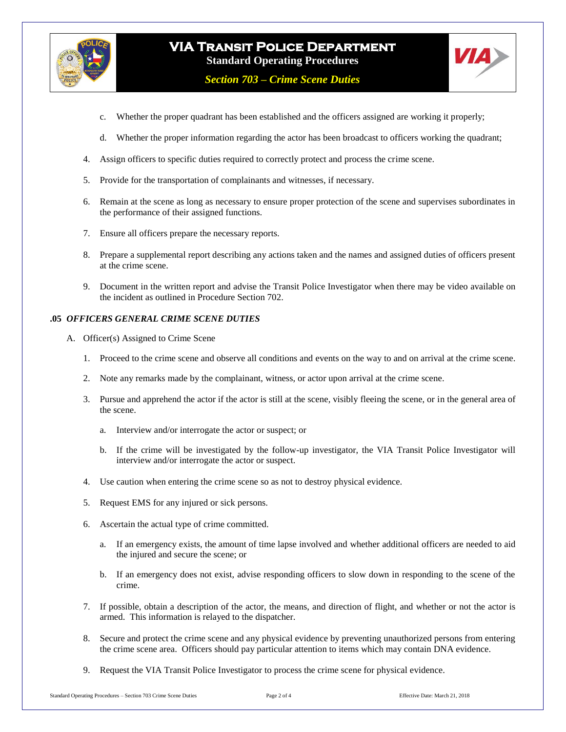c. Whether the proper quadrant has been established and the officers assigned are working it properly;

   d. Whether the proper information regarding the actor has been broadcast to officers working the quadrant;

4. Assign officers to specific duties required to correctly protect and process the crime scene.

5. Provide for the transportation of complainants and witnesses, if necessary.

6. Remain at the scene as long as necessary to ensure proper protection of the scene and supervises subordinates in the performance of their assigned functions.

7. Ensure all officers prepare the necessary reports.

8. Prepare a supplemental report describing any actions taken and the names and assigned duties of officers present at the crime scene.

9. Document in the written report and advise the Transit Police Investigator when there may be video available on the incident as outlined in Procedure Section 702.

### .05 *OFFICERS GENERAL CRIME SCENE DUTIES*

A. Officer(s) Assigned to Crime Scene

1. Proceed to the crime scene and observe all conditions and events on the way to and on arrival at the crime scene.

2. Note any remarks made by the complainant, witness, or actor upon arrival at the crime scene.

3. Pursue and apprehend the actor if the actor is still at the scene, visibly fleeing the scene, or in the general area of the scene.

   a. Interview and/or interrogate the actor or suspect; or

   b. If the crime will be investigated by the follow-up investigator, the VIA Transit Police Investigator will interview and/or interrogate the actor or suspect.

4. Use caution when entering the crime scene so as not to destroy physical evidence.

5. Request EMS for any injured or sick persons.

6. Ascertain the actual type of crime committed.

   a. If an emergency exists, the amount of time lapse involved and whether additional officers are needed to aid the injured and secure the scene; or

   b. If an emergency does not exist, advise responding officers to slow down in responding to the scene of the crime.

7. If possible, obtain a description of the actor, the means, and direction of flight, and whether or not the actor is armed. This information is relayed to the dispatcher.

8. Secure and protect the crime scene and any physical evidence by preventing unauthorized persons from entering the crime scene area. Officers should pay particular attention to items which may contain DNA evidence.

9. Request the VIA Transit Police Investigator to process the crime scene for physical evidence.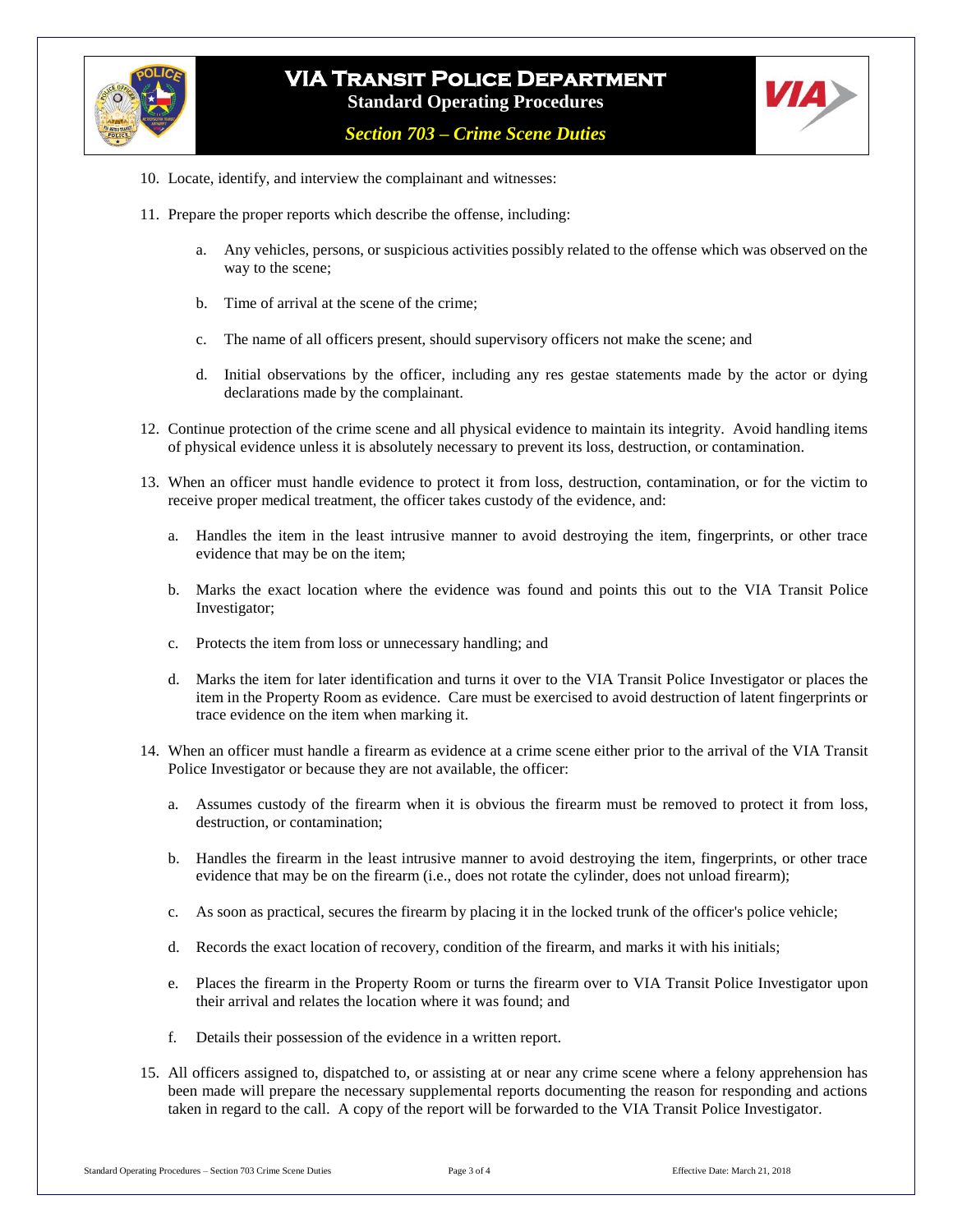10. Locate, identify, and interview the complainant and witnesses:

11. Prepare the proper reports which describe the offense, including:

    a. Any vehicles, persons, or suspicious activities possibly related to the offense which was observed on the way to the scene;

    b. Time of arrival at the scene of the crime;

    c. The name of all officers present, should supervisory officers not make the scene; and

    d. Initial observations by the officer, including any res gestae statements made by the actor or dying declarations made by the complainant.

12. Continue protection of the crime scene and all physical evidence to maintain its integrity. Avoid handling items of physical evidence unless it is absolutely necessary to prevent its loss, destruction, or contamination.

13. When an officer must handle evidence to protect it from loss, destruction, contamination, or for the victim to receive proper medical treatment, the officer takes custody of the evidence, and:

    a. Handles the item in the least intrusive manner to avoid destroying the item, fingerprints, or other trace evidence that may be on the item;

    b. Marks the exact location where the evidence was found and points this out to the VIA Transit Police Investigator;

    c. Protects the item from loss or unnecessary handling; and

    d. Marks the item for later identification and turns it over to the VIA Transit Police Investigator or places the item in the Property Room as evidence. Care must be exercised to avoid destruction of latent fingerprints or trace evidence on the item when marking it.

14. When an officer must handle a firearm as evidence at a crime scene either prior to the arrival of the VIA Transit Police Investigator or because they are not available, the officer:

    a. Assumes custody of the firearm when it is obvious the firearm must be removed to protect it from loss, destruction, or contamination;

    b. Handles the firearm in the least intrusive manner to avoid destroying the item, fingerprints, or other trace evidence that may be on the firearm (i.e., does not rotate the cylinder, does not unload firearm);

    c. As soon as practical, secures the firearm by placing it in the locked trunk of the officer's police vehicle;

    d. Records the exact location of recovery, condition of the firearm, and marks it with his initials;

    e. Places the firearm in the Property Room or turns the firearm over to VIA Transit Police Investigator upon their arrival and relates the location where it was found; and

    f. Details their possession of the evidence in a written report.

15. All officers assigned to, dispatched to, or assisting at or near any crime scene where a felony apprehension has been made will prepare the necessary supplemental reports documenting the reason for responding and actions taken in regard to the call. A copy of the report will be forwarded to the VIA Transit Police Investigator.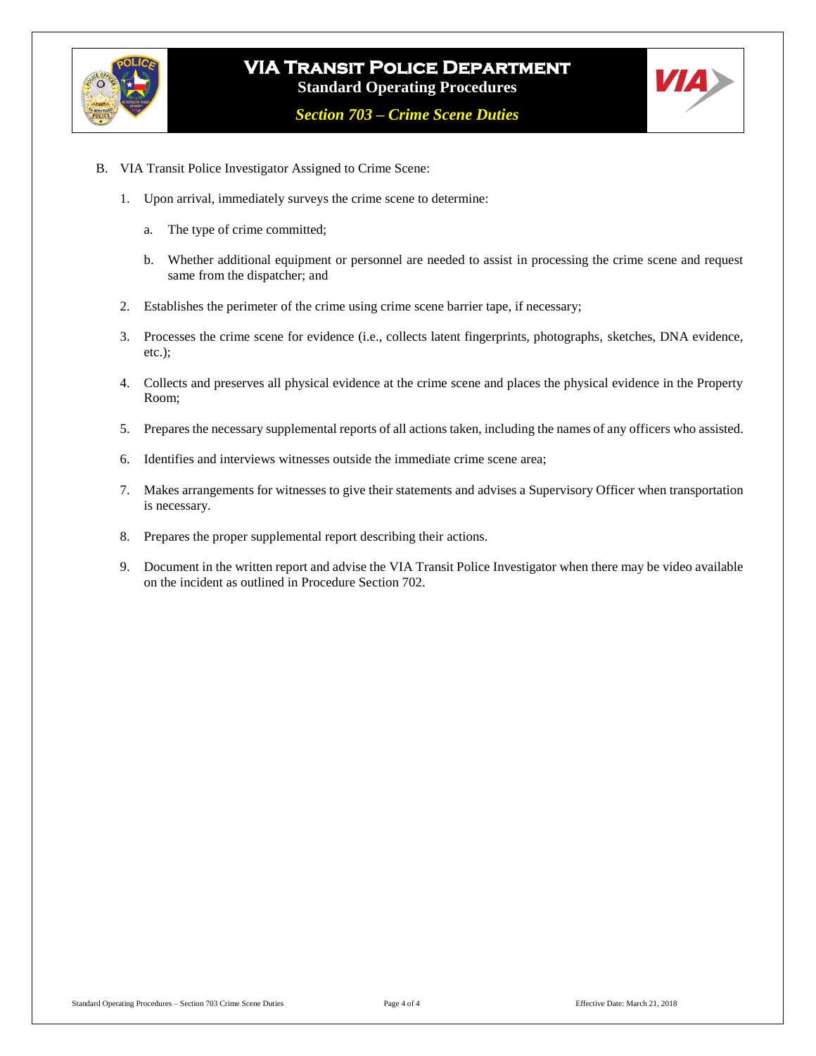B. VIA Transit Police Investigator Assigned to Crime Scene:

1. Upon arrival, immediately surveys the crime scene to determine:

   a. The type of crime committed;

   b. Whether additional equipment or personnel are needed to assist in processing the crime scene and request same from the dispatcher; and

2. Establishes the perimeter of the crime using crime scene barrier tape, if necessary;

3. Processes the crime scene for evidence (i.e., collects latent fingerprints, photographs, sketches, DNA evidence, etc.);

4. Collects and preserves all physical evidence at the crime scene and places the physical evidence in the Property Room;

5. Prepares the necessary supplemental reports of all actions taken, including the names of any officers who assisted.

6. Identifies and interviews witnesses outside the immediate crime scene area;

7. Makes arrangements for witnesses to give their statements and advises a Supervisory Officer when transportation is necessary.

8. Prepares the proper supplemental report describing their actions.

9. Document in the written report and advise the VIA Transit Police Investigator when there may be video available on the incident as outlined in Procedure Section 702.